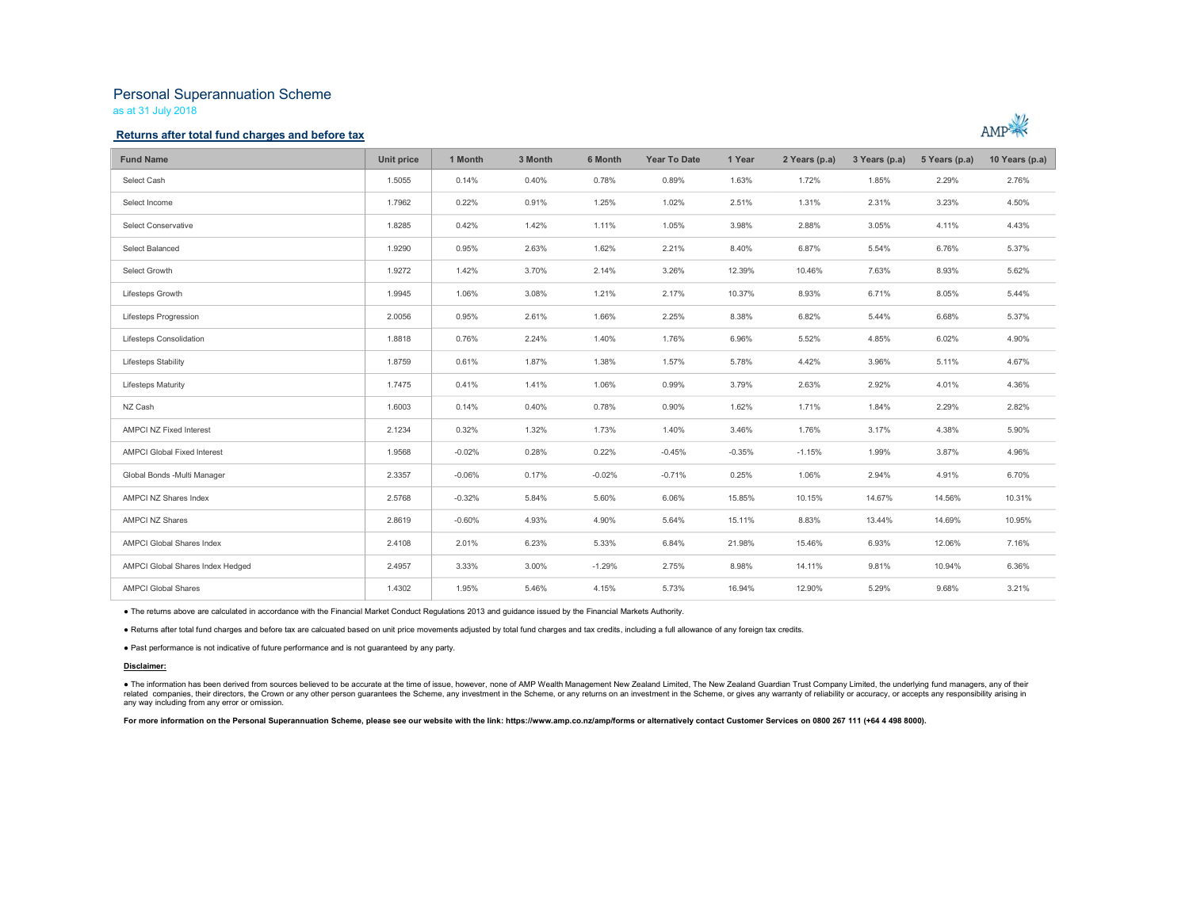# Personal Superannuation Scheme

as at 31 July 2018

## Returns after total fund charges and before tax

| Fund Name | Unit price | 1 Month | 3 Month | 6 Month | Year To Date | 1 Year | 2 Years (p.a) | 3 Years (p.a) | 5 Years (p.a) | 10 Years (p.a) |
|---|---|---|---|---|---|---|---|---|---|---|
| Select Cash | 1.5055 | 0.14% | 0.40% | 0.78% | 0.89% | 1.63% | 1.72% | 1.85% | 2.29% | 2.76% |
| Select Income | 1.7962 | 0.22% | 0.91% | 1.25% | 1.02% | 2.51% | 1.31% | 2.31% | 3.23% | 4.50% |
| Select Conservative | 1.8285 | 0.42% | 1.42% | 1.11% | 1.05% | 3.98% | 2.88% | 3.05% | 4.11% | 4.43% |
| Select Balanced | 1.9290 | 0.95% | 2.63% | 1.62% | 2.21% | 8.40% | 6.87% | 5.54% | 6.76% | 5.37% |
| Select Growth | 1.9272 | 1.42% | 3.70% | 2.14% | 3.26% | 12.39% | 10.46% | 7.63% | 8.93% | 5.62% |
| Lifesteps Growth | 1.9945 | 1.06% | 3.08% | 1.21% | 2.17% | 10.37% | 8.93% | 6.71% | 8.05% | 5.44% |
| Lifesteps Progression | 2.0056 | 0.95% | 2.61% | 1.66% | 2.25% | 8.38% | 6.82% | 5.44% | 6.68% | 5.37% |
| Lifesteps Consolidation | 1.8818 | 0.76% | 2.24% | 1.40% | 1.76% | 6.96% | 5.52% | 4.85% | 6.02% | 4.90% |
| Lifesteps Stability | 1.8759 | 0.61% | 1.87% | 1.38% | 1.57% | 5.78% | 4.42% | 3.96% | 5.11% | 4.67% |
| Lifesteps Maturity | 1.7475 | 0.41% | 1.41% | 1.06% | 0.99% | 3.79% | 2.63% | 2.92% | 4.01% | 4.36% |
| NZ Cash | 1.6003 | 0.14% | 0.40% | 0.78% | 0.90% | 1.62% | 1.71% | 1.84% | 2.29% | 2.82% |
| AMPCI NZ Fixed Interest | 2.1234 | 0.32% | 1.32% | 1.73% | 1.40% | 3.46% | 1.76% | 3.17% | 4.38% | 5.90% |
| AMPCI Global Fixed Interest | 1.9568 | -0.02% | 0.28% | 0.22% | -0.45% | -0.35% | -1.15% | 1.99% | 3.87% | 4.96% |
| Global Bonds -Multi Manager | 2.3357 | -0.06% | 0.17% | -0.02% | -0.71% | 0.25% | 1.06% | 2.94% | 4.91% | 6.70% |
| AMPCI NZ Shares Index | 2.5768 | -0.32% | 5.84% | 5.60% | 6.06% | 15.85% | 10.15% | 14.67% | 14.56% | 10.31% |
| AMPCI NZ Shares | 2.8619 | -0.60% | 4.93% | 4.90% | 5.64% | 15.11% | 8.83% | 13.44% | 14.69% | 10.95% |
| AMPCI Global Shares Index | 2.4108 | 2.01% | 6.23% | 5.33% | 6.84% | 21.98% | 15.46% | 6.93% | 12.06% | 7.16% |
| AMPCI Global Shares Index Hedged | 2.4957 | 3.33% | 3.00% | -1.29% | 2.75% | 8.98% | 14.11% | 9.81% | 10.94% | 6.36% |
| AMPCI Global Shares | 1.4302 | 1.95% | 5.46% | 4.15% | 5.73% | 16.94% | 12.90% | 5.29% | 9.68% | 3.21% |

- The returns above are calculated in accordance with the Financial Market Conduct Regulations 2013 and guidance issued by the Financial Markets Authority.
- Returns after total fund charges and before tax are calcuated based on unit price movements adjusted by total fund charges and tax credits, including a full allowance of any foreign tax credits.
- Past performance is not indicative of future performance and is not guaranteed by any party.

**Disclaimer:**

- The information has been derived from sources believed to be accurate at the time of issue, however, none of AMP Wealth Management New Zealand Limited, The New Zealand Guardian Trust Company Limited, the underlying fund managers, any of their related companies, their directors, the Crown or any other person guarantees the Scheme, any investment in the Scheme, or any returns on an investment in the Scheme, or gives any warranty of reliability or accuracy, or accepts any responsibility arising in any way including from any error or omission.

**For more information on the Personal Superannuation Scheme, please see our website with the link: https://www.amp.co.nz/amp/forms or alternatively contact Customer Services on 0800 267 111 (+64 4 498 8000).**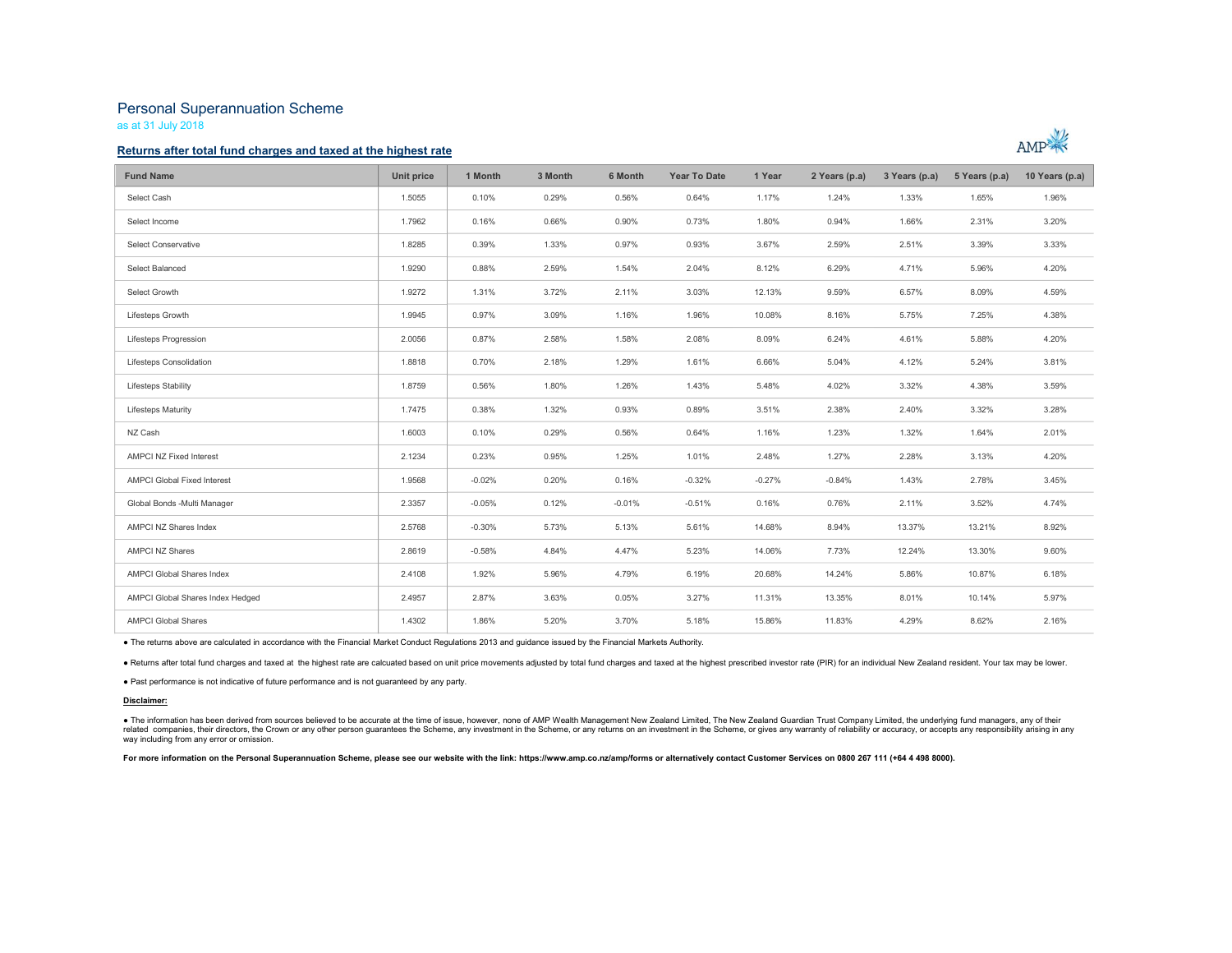# Personal Superannuation Scheme

as at 31 July 2018

## Returns after total fund charges and taxed at the highest rate

| Fund Name | Unit price | 1 Month | 3 Month | 6 Month | Year To Date | 1 Year | 2 Years (p.a) | 3 Years (p.a) | 5 Years (p.a) | 10 Years (p.a) |
|---|---|---|---|---|---|---|---|---|---|---|
| Select Cash | 1.5055 | 0.10% | 0.29% | 0.56% | 0.64% | 1.17% | 1.24% | 1.33% | 1.65% | 1.96% |
| Select Income | 1.7962 | 0.16% | 0.66% | 0.90% | 0.73% | 1.80% | 0.94% | 1.66% | 2.31% | 3.20% |
| Select Conservative | 1.8285 | 0.39% | 1.33% | 0.97% | 0.93% | 3.67% | 2.59% | 2.51% | 3.39% | 3.33% |
| Select Balanced | 1.9290 | 0.88% | 2.59% | 1.54% | 2.04% | 8.12% | 6.29% | 4.71% | 5.96% | 4.20% |
| Select Growth | 1.9272 | 1.31% | 3.72% | 2.11% | 3.03% | 12.13% | 9.59% | 6.57% | 8.09% | 4.59% |
| Lifesteps Growth | 1.9945 | 0.97% | 3.09% | 1.16% | 1.96% | 10.08% | 8.16% | 5.75% | 7.25% | 4.38% |
| Lifesteps Progression | 2.0056 | 0.87% | 2.58% | 1.58% | 2.08% | 8.09% | 6.24% | 4.61% | 5.88% | 4.20% |
| Lifesteps Consolidation | 1.8818 | 0.70% | 2.18% | 1.29% | 1.61% | 6.66% | 5.04% | 4.12% | 5.24% | 3.81% |
| Lifesteps Stability | 1.8759 | 0.56% | 1.80% | 1.26% | 1.43% | 5.48% | 4.02% | 3.32% | 4.38% | 3.59% |
| Lifesteps Maturity | 1.7475 | 0.38% | 1.32% | 0.93% | 0.89% | 3.51% | 2.38% | 2.40% | 3.32% | 3.28% |
| NZ Cash | 1.6003 | 0.10% | 0.29% | 0.56% | 0.64% | 1.16% | 1.23% | 1.32% | 1.64% | 2.01% |
| AMPCI NZ Fixed Interest | 2.1234 | 0.23% | 0.95% | 1.25% | 1.01% | 2.48% | 1.27% | 2.28% | 3.13% | 4.20% |
| AMPCI Global Fixed Interest | 1.9568 | -0.02% | 0.20% | 0.16% | -0.32% | -0.27% | -0.84% | 1.43% | 2.78% | 3.45% |
| Global Bonds -Multi Manager | 2.3357 | -0.05% | 0.12% | -0.01% | -0.51% | 0.16% | 0.76% | 2.11% | 3.52% | 4.74% |
| AMPCI NZ Shares Index | 2.5768 | -0.30% | 5.73% | 5.13% | 5.61% | 14.68% | 8.94% | 13.37% | 13.21% | 8.92% |
| AMPCI NZ Shares | 2.8619 | -0.58% | 4.84% | 4.47% | 5.23% | 14.06% | 7.73% | 12.24% | 13.30% | 9.60% |
| AMPCI Global Shares Index | 2.4108 | 1.92% | 5.96% | 4.79% | 6.19% | 20.68% | 14.24% | 5.86% | 10.87% | 6.18% |
| AMPCI Global Shares Index Hedged | 2.4957 | 2.87% | 3.63% | 0.05% | 3.27% | 11.31% | 13.35% | 8.01% | 10.14% | 5.97% |
| AMPCI Global Shares | 1.4302 | 1.86% | 5.20% | 3.70% | 5.18% | 15.86% | 11.83% | 4.29% | 8.62% | 2.16% |

- The returns above are calculated in accordance with the Financial Market Conduct Regulations 2013 and guidance issued by the Financial Markets Authority.
- Returns after total fund charges and taxed at the highest rate are calcuated based on unit price movements adjusted by total fund charges and taxed at the highest prescribed investor rate (PIR) for an individual New Zealand resident. Your tax may be lower.
- Past performance is not indicative of future performance and is not guaranteed by any party.

**Disclaimer:**

- The information has been derived from sources believed to be accurate at the time of issue, however, none of AMP Wealth Management New Zealand Limited, The New Zealand Guardian Trust Company Limited, the underlying fund managers, any of their related companies, their directors, the Crown or any other person guarantees the Scheme, any investment in the Scheme, or any returns on an investment in the Scheme, or gives any warranty of reliability or accuracy, or accepts any responsibility arising in any way including from any error or omission.

**For more information on the Personal Superannuation Scheme, please see our website with the link: https://www.amp.co.nz/amp/forms or alternatively contact Customer Services on 0800 267 111 (+64 4 498 8000).**